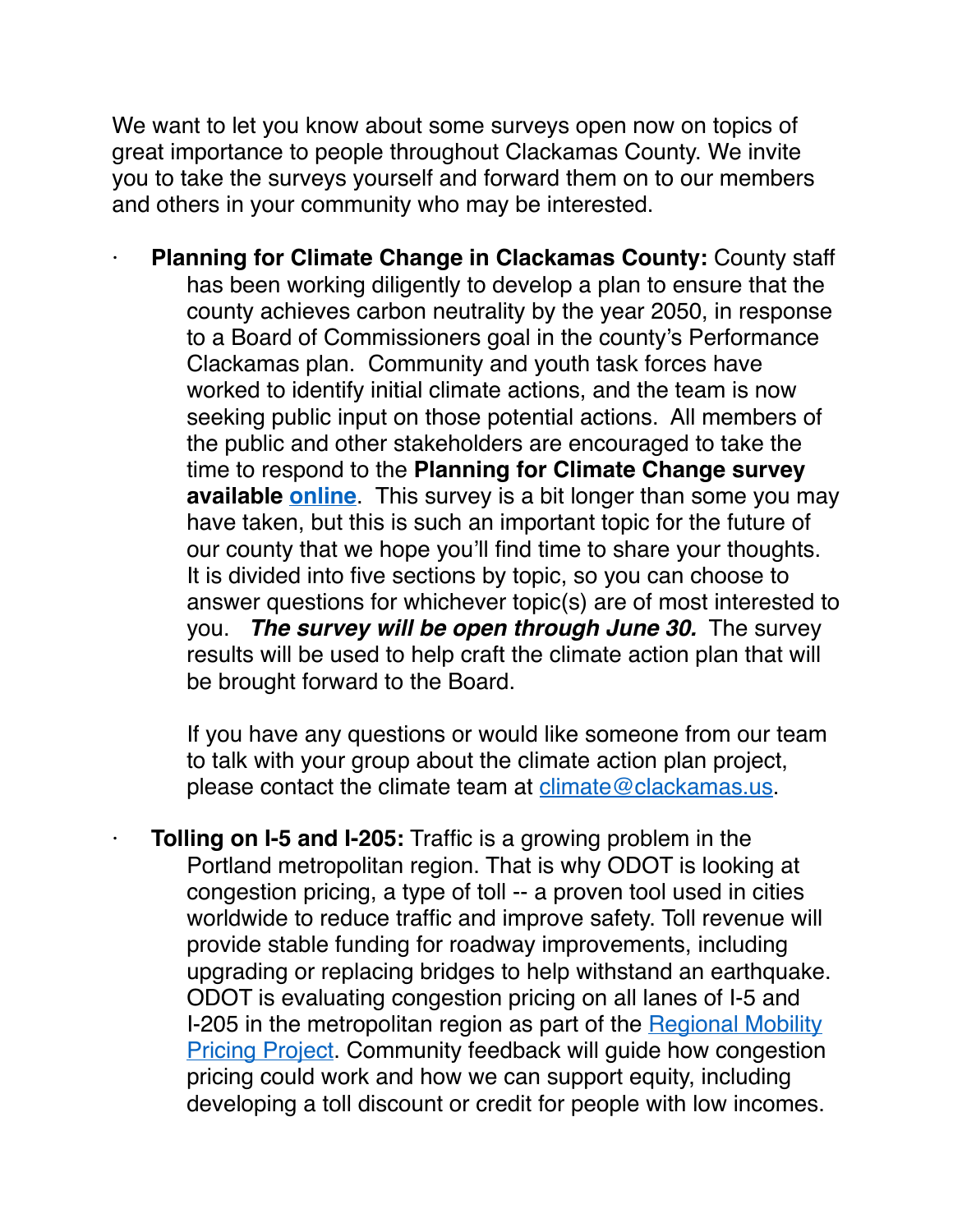We want to let you know about some surveys open now on topics of great importance to people throughout Clackamas County. We invite you to take the surveys yourself and forward them on to our members and others in your community who may be interested.

- **Planning for Climate Change in Clackamas County:** County staff has been working diligently to develop a plan to ensure that the county achieves carbon neutrality by the year 2050, in response to a Board of Commissioners goal in the county's Performance Clackamas plan. Community and youth task forces have worked to identify initial climate actions, and the team is now seeking public input on those potential actions. All members of the public and other stakeholders are encouraged to take the time to respond to the **Planning for Climate Change survey available online**. This survey is a bit longer than some you may have taken, but this is such an important topic for the future of our county that we hope you'll find time to share your thoughts. It is divided into five sections by topic, so you can choose to answer questions for whichever topic(s) are of most interested to you. ***The survey will be open through June 30.*** The survey results will be used to help craft the climate action plan that will be brought forward to the Board.

  If you have any questions or would like someone from our team to talk with your group about the climate action plan project, please contact the climate team at climate@clackamas.us.

- **Tolling on I-5 and I-205:** Traffic is a growing problem in the Portland metropolitan region. That is why ODOT is looking at congestion pricing, a type of toll -- a proven tool used in cities worldwide to reduce traffic and improve safety. Toll revenue will provide stable funding for roadway improvements, including upgrading or replacing bridges to help withstand an earthquake. ODOT is evaluating congestion pricing on all lanes of I-5 and I-205 in the metropolitan region as part of the Regional Mobility Pricing Project. Community feedback will guide how congestion pricing could work and how we can support equity, including developing a toll discount or credit for people with low incomes.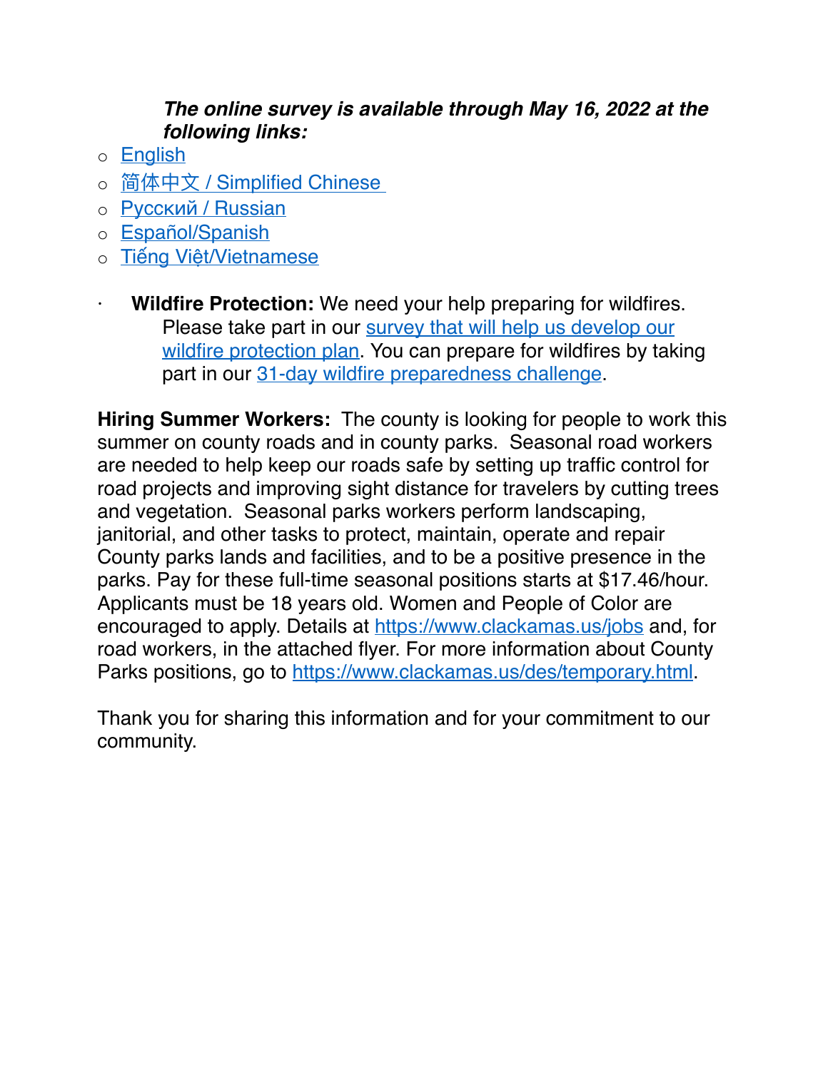***The online survey is available through May 16, 2022 at the following links:***

- English
- 简体中文 / Simplified Chinese
- Русский / Russian
- Español/Spanish
- Tiếng Việt/Vietnamese

- **Wildfire Protection:** We need your help preparing for wildfires. Please take part in our survey that will help us develop our wildfire protection plan. You can prepare for wildfires by taking part in our 31-day wildfire preparedness challenge.

**Hiring Summer Workers:** The county is looking for people to work this summer on county roads and in county parks. Seasonal road workers are needed to help keep our roads safe by setting up traffic control for road projects and improving sight distance for travelers by cutting trees and vegetation. Seasonal parks workers perform landscaping, janitorial, and other tasks to protect, maintain, operate and repair County parks lands and facilities, and to be a positive presence in the parks. Pay for these full-time seasonal positions starts at $17.46/hour. Applicants must be 18 years old. Women and People of Color are encouraged to apply. Details at https://www.clackamas.us/jobs and, for road workers, in the attached flyer. For more information about County Parks positions, go to https://www.clackamas.us/des/temporary.html.

Thank you for sharing this information and for your commitment to our community.